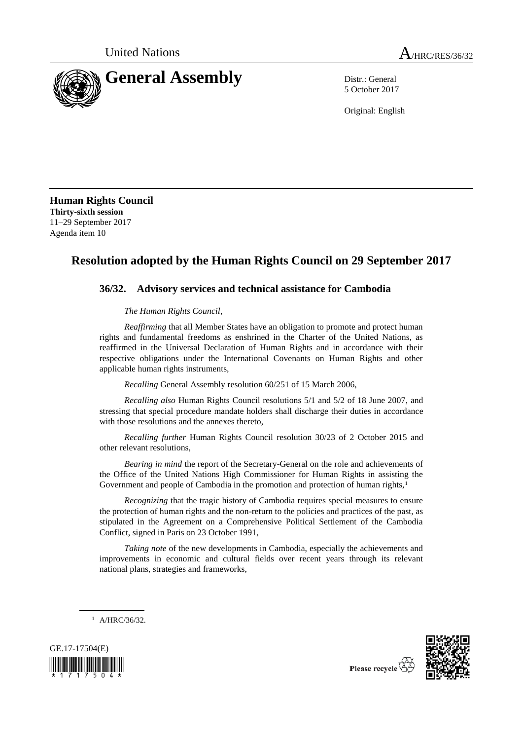United Nations A/HRC/RES/36/32

# General Assembly

Distr.: General
5 October 2017

Original: English

**Human Rights Council**
**Thirty-sixth session**
11–29 September 2017
Agenda item 10

## Resolution adopted by the Human Rights Council on 29 September 2017

### 36/32. Advisory services and technical assistance for Cambodia

*The Human Rights Council*,

*Reaffirming* that all Member States have an obligation to promote and protect human rights and fundamental freedoms as enshrined in the Charter of the United Nations, as reaffirmed in the Universal Declaration of Human Rights and in accordance with their respective obligations under the International Covenants on Human Rights and other applicable human rights instruments,

*Recalling* General Assembly resolution 60/251 of 15 March 2006,

*Recalling also* Human Rights Council resolutions 5/1 and 5/2 of 18 June 2007, and stressing that special procedure mandate holders shall discharge their duties in accordance with those resolutions and the annexes thereto,

*Recalling further* Human Rights Council resolution 30/23 of 2 October 2015 and other relevant resolutions,

*Bearing in mind* the report of the Secretary-General on the role and achievements of the Office of the United Nations High Commissioner for Human Rights in assisting the Government and people of Cambodia in the promotion and protection of human rights,[1]

*Recognizing* that the tragic history of Cambodia requires special measures to ensure the protection of human rights and the non-return to the policies and practices of the past, as stipulated in the Agreement on a Comprehensive Political Settlement of the Cambodia Conflict, signed in Paris on 23 October 1991,

*Taking note* of the new developments in Cambodia, especially the achievements and improvements in economic and cultural fields over recent years through its relevant national plans, strategies and frameworks,

[1] A/HRC/36/32.

GE.17-17504(E)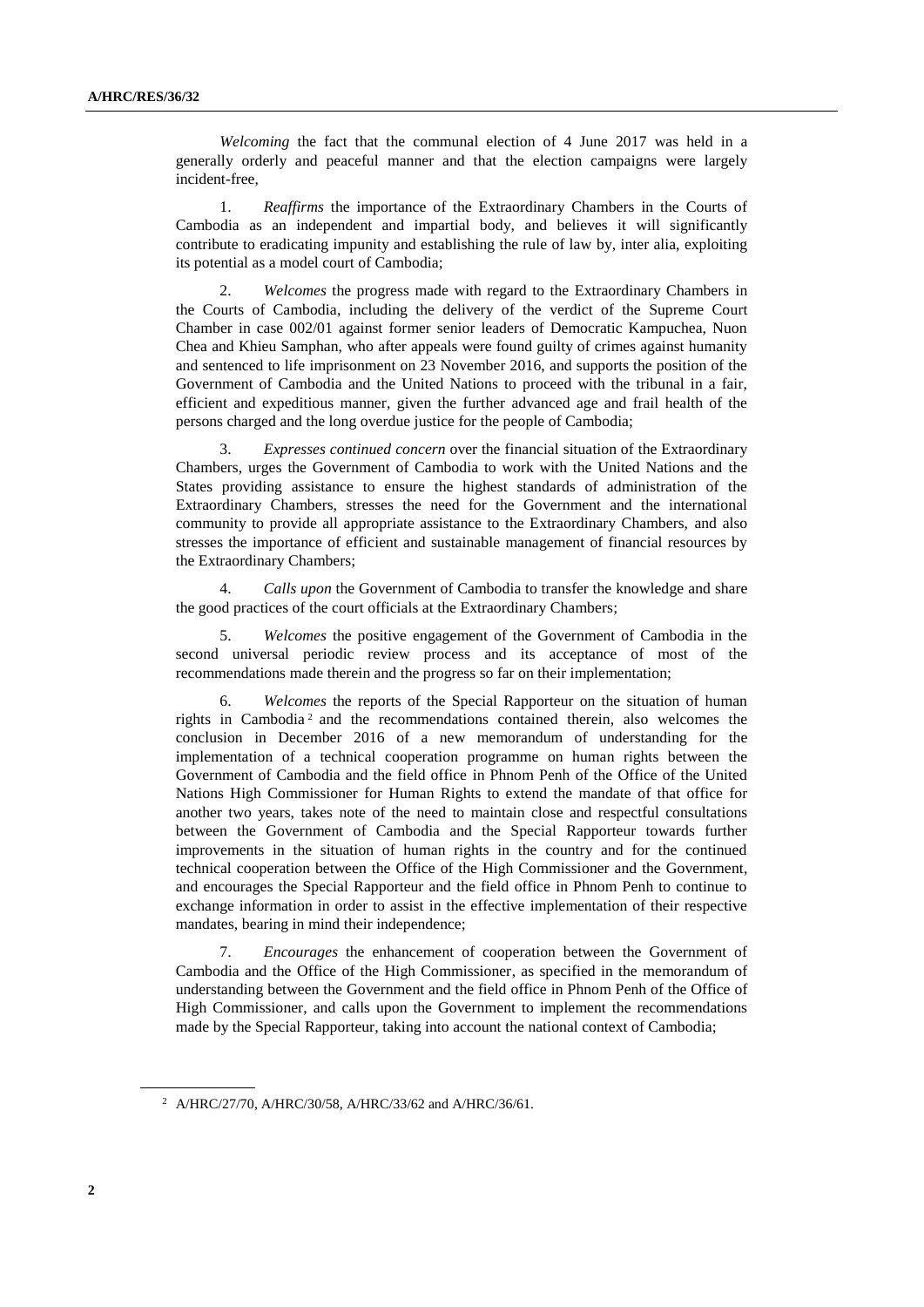*Welcoming* the fact that the communal election of 4 June 2017 was held in a generally orderly and peaceful manner and that the election campaigns were largely incident-free,

1. *Reaffirms* the importance of the Extraordinary Chambers in the Courts of Cambodia as an independent and impartial body, and believes it will significantly contribute to eradicating impunity and establishing the rule of law by, inter alia, exploiting its potential as a model court of Cambodia;

2. *Welcomes* the progress made with regard to the Extraordinary Chambers in the Courts of Cambodia, including the delivery of the verdict of the Supreme Court Chamber in case 002/01 against former senior leaders of Democratic Kampuchea, Nuon Chea and Khieu Samphan, who after appeals were found guilty of crimes against humanity and sentenced to life imprisonment on 23 November 2016, and supports the position of the Government of Cambodia and the United Nations to proceed with the tribunal in a fair, efficient and expeditious manner, given the further advanced age and frail health of the persons charged and the long overdue justice for the people of Cambodia;

3. *Expresses continued concern* over the financial situation of the Extraordinary Chambers, urges the Government of Cambodia to work with the United Nations and the States providing assistance to ensure the highest standards of administration of the Extraordinary Chambers, stresses the need for the Government and the international community to provide all appropriate assistance to the Extraordinary Chambers, and also stresses the importance of efficient and sustainable management of financial resources by the Extraordinary Chambers;

4. *Calls upon* the Government of Cambodia to transfer the knowledge and share the good practices of the court officials at the Extraordinary Chambers;

5. *Welcomes* the positive engagement of the Government of Cambodia in the second universal periodic review process and its acceptance of most of the recommendations made therein and the progress so far on their implementation;

6. *Welcomes* the reports of the Special Rapporteur on the situation of human rights in Cambodia[2] and the recommendations contained therein, also welcomes the conclusion in December 2016 of a new memorandum of understanding for the implementation of a technical cooperation programme on human rights between the Government of Cambodia and the field office in Phnom Penh of the Office of the United Nations High Commissioner for Human Rights to extend the mandate of that office for another two years, takes note of the need to maintain close and respectful consultations between the Government of Cambodia and the Special Rapporteur towards further improvements in the situation of human rights in the country and for the continued technical cooperation between the Office of the High Commissioner and the Government, and encourages the Special Rapporteur and the field office in Phnom Penh to continue to exchange information in order to assist in the effective implementation of their respective mandates, bearing in mind their independence;

7. *Encourages* the enhancement of cooperation between the Government of Cambodia and the Office of the High Commissioner, as specified in the memorandum of understanding between the Government and the field office in Phnom Penh of the Office of High Commissioner, and calls upon the Government to implement the recommendations made by the Special Rapporteur, taking into account the national context of Cambodia;

---

[2] A/HRC/27/70, A/HRC/30/58, A/HRC/33/62 and A/HRC/36/61.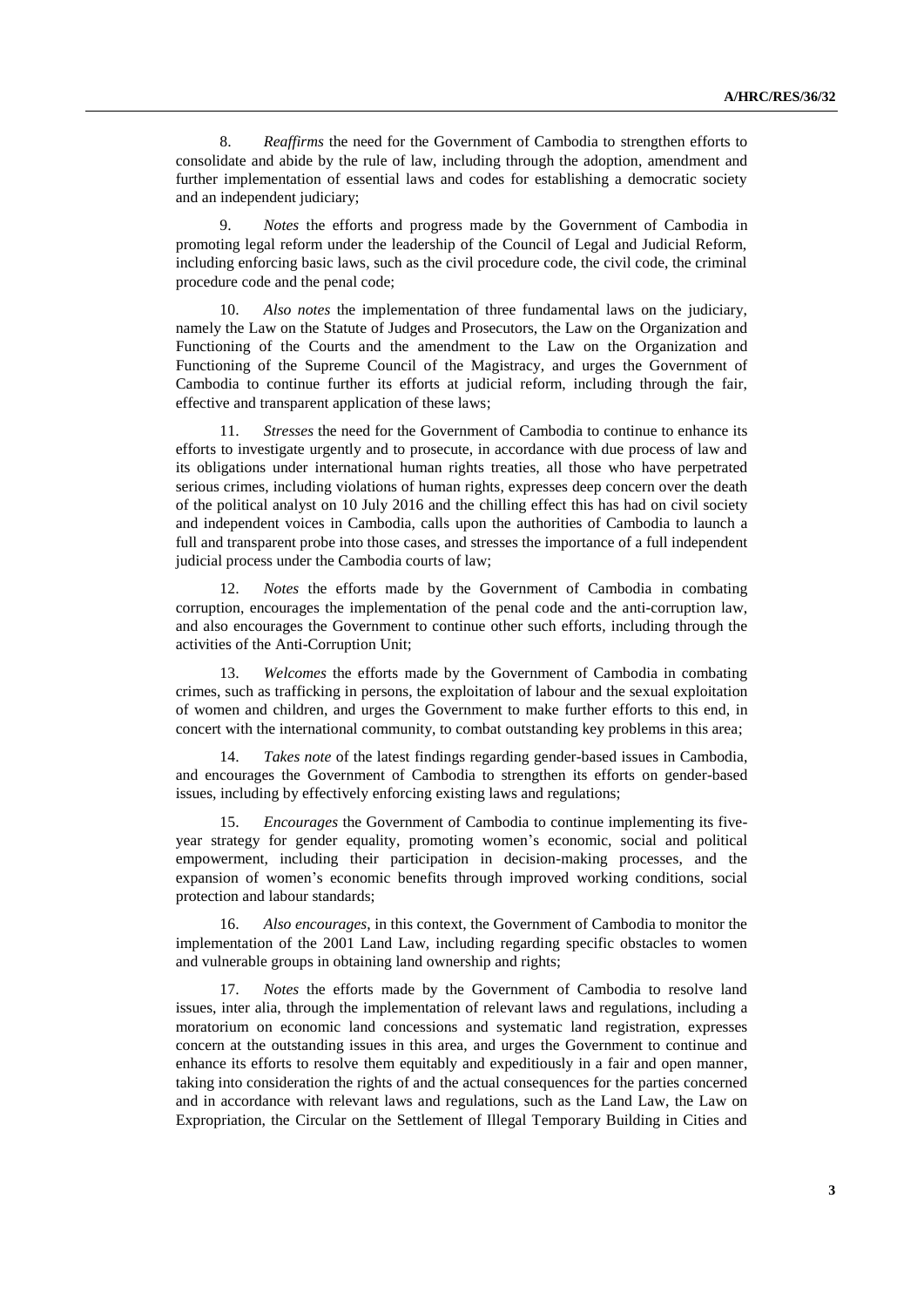8. *Reaffirms* the need for the Government of Cambodia to strengthen efforts to consolidate and abide by the rule of law, including through the adoption, amendment and further implementation of essential laws and codes for establishing a democratic society and an independent judiciary;

9. *Notes* the efforts and progress made by the Government of Cambodia in promoting legal reform under the leadership of the Council of Legal and Judicial Reform, including enforcing basic laws, such as the civil procedure code, the civil code, the criminal procedure code and the penal code;

10. *Also notes* the implementation of three fundamental laws on the judiciary, namely the Law on the Statute of Judges and Prosecutors, the Law on the Organization and Functioning of the Courts and the amendment to the Law on the Organization and Functioning of the Supreme Council of the Magistracy, and urges the Government of Cambodia to continue further its efforts at judicial reform, including through the fair, effective and transparent application of these laws;

11. *Stresses* the need for the Government of Cambodia to continue to enhance its efforts to investigate urgently and to prosecute, in accordance with due process of law and its obligations under international human rights treaties, all those who have perpetrated serious crimes, including violations of human rights, expresses deep concern over the death of the political analyst on 10 July 2016 and the chilling effect this has had on civil society and independent voices in Cambodia, calls upon the authorities of Cambodia to launch a full and transparent probe into those cases, and stresses the importance of a full independent judicial process under the Cambodia courts of law;

12. *Notes* the efforts made by the Government of Cambodia in combating corruption, encourages the implementation of the penal code and the anti-corruption law, and also encourages the Government to continue other such efforts, including through the activities of the Anti-Corruption Unit;

13. *Welcomes* the efforts made by the Government of Cambodia in combating crimes, such as trafficking in persons, the exploitation of labour and the sexual exploitation of women and children, and urges the Government to make further efforts to this end, in concert with the international community, to combat outstanding key problems in this area;

14. *Takes note* of the latest findings regarding gender-based issues in Cambodia, and encourages the Government of Cambodia to strengthen its efforts on gender-based issues, including by effectively enforcing existing laws and regulations;

15. *Encourages* the Government of Cambodia to continue implementing its five-year strategy for gender equality, promoting women's economic, social and political empowerment, including their participation in decision-making processes, and the expansion of women's economic benefits through improved working conditions, social protection and labour standards;

16. *Also encourages*, in this context, the Government of Cambodia to monitor the implementation of the 2001 Land Law, including regarding specific obstacles to women and vulnerable groups in obtaining land ownership and rights;

17. *Notes* the efforts made by the Government of Cambodia to resolve land issues, inter alia, through the implementation of relevant laws and regulations, including a moratorium on economic land concessions and systematic land registration, expresses concern at the outstanding issues in this area, and urges the Government to continue and enhance its efforts to resolve them equitably and expeditiously in a fair and open manner, taking into consideration the rights of and the actual consequences for the parties concerned and in accordance with relevant laws and regulations, such as the Land Law, the Law on Expropriation, the Circular on the Settlement of Illegal Temporary Building in Cities and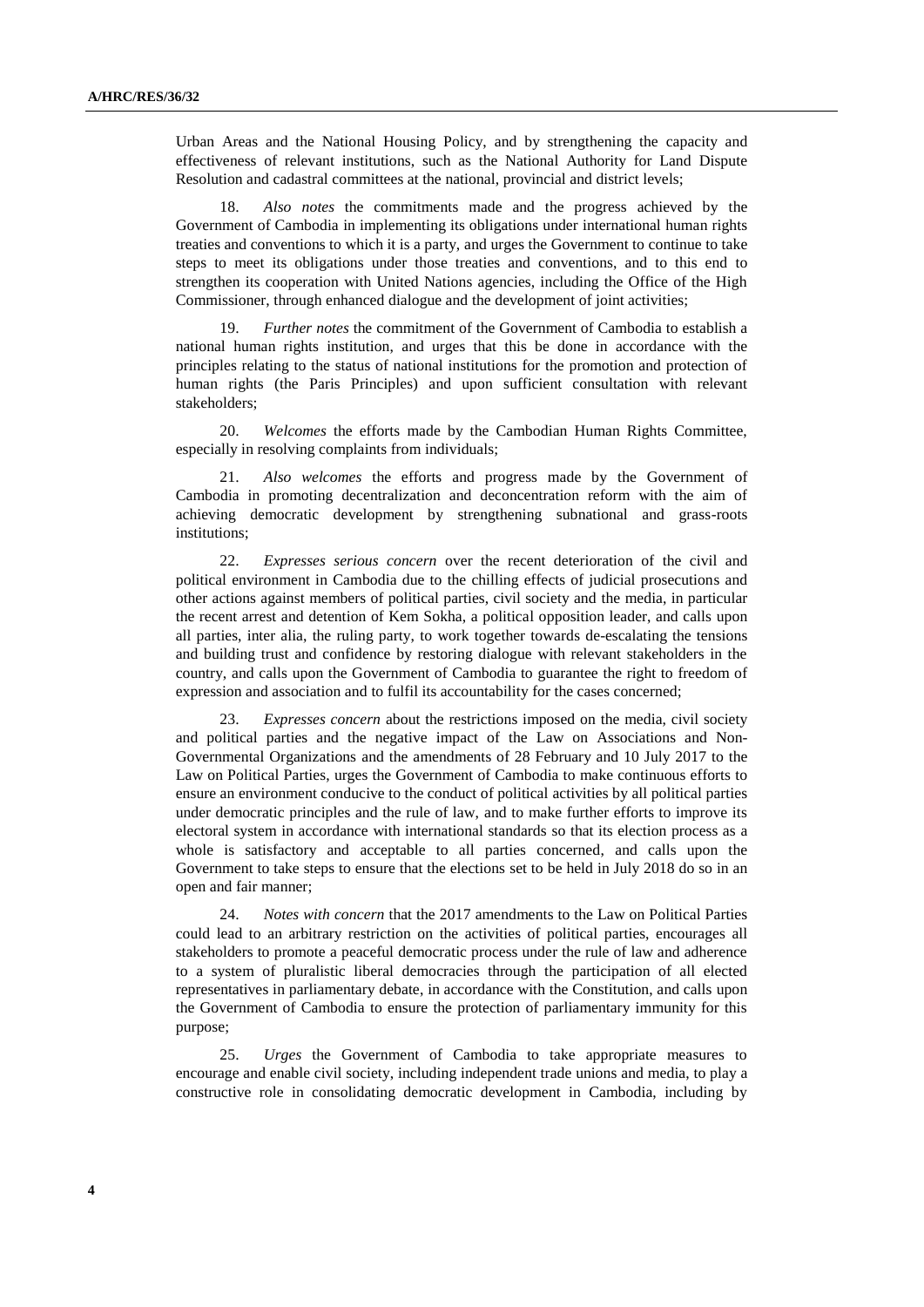Urban Areas and the National Housing Policy, and by strengthening the capacity and effectiveness of relevant institutions, such as the National Authority for Land Dispute Resolution and cadastral committees at the national, provincial and district levels;

18. *Also notes* the commitments made and the progress achieved by the Government of Cambodia in implementing its obligations under international human rights treaties and conventions to which it is a party, and urges the Government to continue to take steps to meet its obligations under those treaties and conventions, and to this end to strengthen its cooperation with United Nations agencies, including the Office of the High Commissioner, through enhanced dialogue and the development of joint activities;

19. *Further notes* the commitment of the Government of Cambodia to establish a national human rights institution, and urges that this be done in accordance with the principles relating to the status of national institutions for the promotion and protection of human rights (the Paris Principles) and upon sufficient consultation with relevant stakeholders;

20. *Welcomes* the efforts made by the Cambodian Human Rights Committee, especially in resolving complaints from individuals;

21. *Also welcomes* the efforts and progress made by the Government of Cambodia in promoting decentralization and deconcentration reform with the aim of achieving democratic development by strengthening subnational and grass-roots institutions;

22. *Expresses serious concern* over the recent deterioration of the civil and political environment in Cambodia due to the chilling effects of judicial prosecutions and other actions against members of political parties, civil society and the media, in particular the recent arrest and detention of Kem Sokha, a political opposition leader, and calls upon all parties, inter alia, the ruling party, to work together towards de-escalating the tensions and building trust and confidence by restoring dialogue with relevant stakeholders in the country, and calls upon the Government of Cambodia to guarantee the right to freedom of expression and association and to fulfil its accountability for the cases concerned;

23. *Expresses concern* about the restrictions imposed on the media, civil society and political parties and the negative impact of the Law on Associations and Non-Governmental Organizations and the amendments of 28 February and 10 July 2017 to the Law on Political Parties, urges the Government of Cambodia to make continuous efforts to ensure an environment conducive to the conduct of political activities by all political parties under democratic principles and the rule of law, and to make further efforts to improve its electoral system in accordance with international standards so that its election process as a whole is satisfactory and acceptable to all parties concerned, and calls upon the Government to take steps to ensure that the elections set to be held in July 2018 do so in an open and fair manner;

24. *Notes with concern* that the 2017 amendments to the Law on Political Parties could lead to an arbitrary restriction on the activities of political parties, encourages all stakeholders to promote a peaceful democratic process under the rule of law and adherence to a system of pluralistic liberal democracies through the participation of all elected representatives in parliamentary debate, in accordance with the Constitution, and calls upon the Government of Cambodia to ensure the protection of parliamentary immunity for this purpose;

25. *Urges* the Government of Cambodia to take appropriate measures to encourage and enable civil society, including independent trade unions and media, to play a constructive role in consolidating democratic development in Cambodia, including by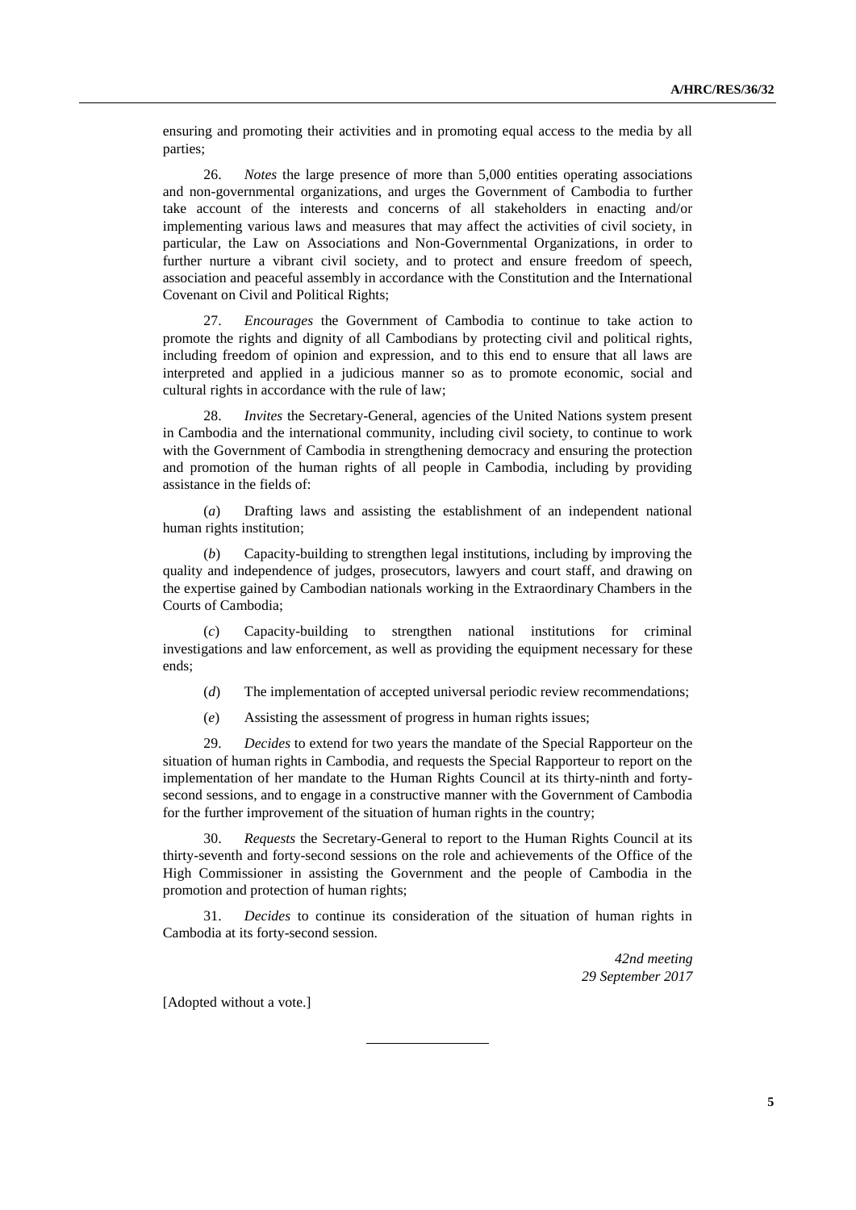ensuring and promoting their activities and in promoting equal access to the media by all parties;

26. *Notes* the large presence of more than 5,000 entities operating associations and non-governmental organizations, and urges the Government of Cambodia to further take account of the interests and concerns of all stakeholders in enacting and/or implementing various laws and measures that may affect the activities of civil society, in particular, the Law on Associations and Non-Governmental Organizations, in order to further nurture a vibrant civil society, and to protect and ensure freedom of speech, association and peaceful assembly in accordance with the Constitution and the International Covenant on Civil and Political Rights;

27. *Encourages* the Government of Cambodia to continue to take action to promote the rights and dignity of all Cambodians by protecting civil and political rights, including freedom of opinion and expression, and to this end to ensure that all laws are interpreted and applied in a judicious manner so as to promote economic, social and cultural rights in accordance with the rule of law;

28. *Invites* the Secretary-General, agencies of the United Nations system present in Cambodia and the international community, including civil society, to continue to work with the Government of Cambodia in strengthening democracy and ensuring the protection and promotion of the human rights of all people in Cambodia, including by providing assistance in the fields of:

(*a*) Drafting laws and assisting the establishment of an independent national human rights institution;

(*b*) Capacity-building to strengthen legal institutions, including by improving the quality and independence of judges, prosecutors, lawyers and court staff, and drawing on the expertise gained by Cambodian nationals working in the Extraordinary Chambers in the Courts of Cambodia;

(*c*) Capacity-building to strengthen national institutions for criminal investigations and law enforcement, as well as providing the equipment necessary for these ends;

(*d*) The implementation of accepted universal periodic review recommendations;

(*e*) Assisting the assessment of progress in human rights issues;

29. *Decides* to extend for two years the mandate of the Special Rapporteur on the situation of human rights in Cambodia, and requests the Special Rapporteur to report on the implementation of her mandate to the Human Rights Council at its thirty-ninth and forty-second sessions, and to engage in a constructive manner with the Government of Cambodia for the further improvement of the situation of human rights in the country;

30. *Requests* the Secretary-General to report to the Human Rights Council at its thirty-seventh and forty-second sessions on the role and achievements of the Office of the High Commissioner in assisting the Government and the people of Cambodia in the promotion and protection of human rights;

31. *Decides* to continue its consideration of the situation of human rights in Cambodia at its forty-second session.

*42nd meeting*
*29 September 2017*

[Adopted without a vote.]